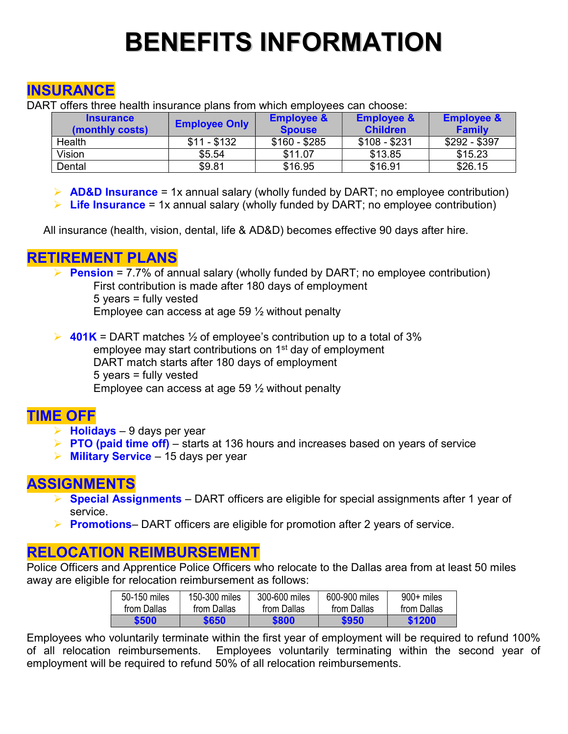# BENEFITS INFORMATION

## INSURANCE

DART offers three health insurance plans from which employees can choose:

| Insurance (monthly costs) | Employee Only | Employee & Spouse | Employee & Children | Employee & Family |
|---|---|---|---|---|
| Health | $11 - $132 | $160 - $285 | $108 - $231 | $292 - $397 |
| Vision | $5.54 | $11.07 | $13.85 | $15.23 |
| Dental | $9.81 | $16.95 | $16.91 | $26.15 |

- **AD&D Insurance** = 1x annual salary (wholly funded by DART; no employee contribution)
- **Life Insurance** = 1x annual salary (wholly funded by DART; no employee contribution)

All insurance (health, vision, dental, life & AD&D) becomes effective 90 days after hire.

## RETIREMENT PLANS

- **Pension** = 7.7% of annual salary (wholly funded by DART; no employee contribution)
  First contribution is made after 180 days of employment
  5 years = fully vested
  Employee can access at age 59 ½ without penalty

- **401K** = DART matches ½ of employee's contribution up to a total of 3%
  employee may start contributions on 1st day of employment
  DART match starts after 180 days of employment
  5 years = fully vested
  Employee can access at age 59 ½ without penalty

## TIME OFF

- **Holidays** – 9 days per year
- **PTO (paid time off)** – starts at 136 hours and increases based on years of service
- **Military Service** – 15 days per year

## ASSIGNMENTS

- **Special Assignments** – DART officers are eligible for special assignments after 1 year of service.
- **Promotions**– DART officers are eligible for promotion after 2 years of service.

## RELOCATION REIMBURSEMENT

Police Officers and Apprentice Police Officers who relocate to the Dallas area from at least 50 miles away are eligible for relocation reimbursement as follows:

| 50-150 miles from Dallas | 150-300 miles from Dallas | 300-600 miles from Dallas | 600-900 miles from Dallas | 900+ miles from Dallas |
|---|---|---|---|---|
| **$500** | **$650** | **$800** | **$950** | **$1200** |

Employees who voluntarily terminate within the first year of employment will be required to refund 100% of all relocation reimbursements. Employees voluntarily terminating within the second year of employment will be required to refund 50% of all relocation reimbursements.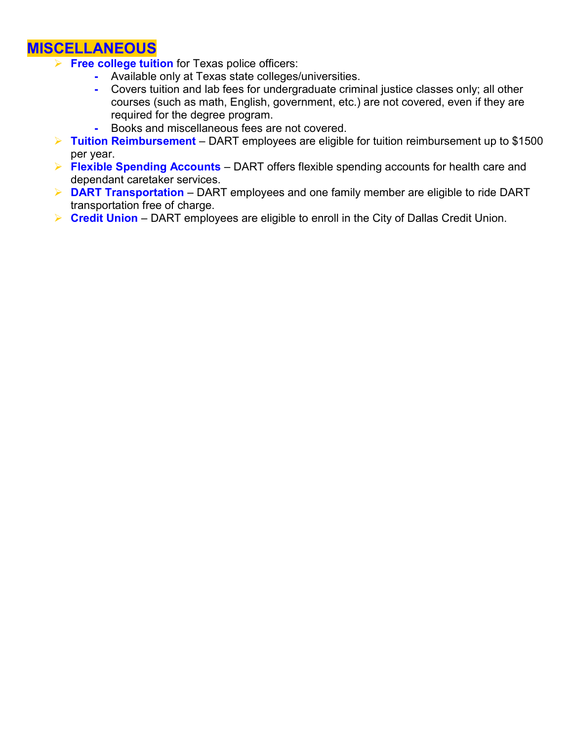## MISCELLANEOUS

- **Free college tuition** for Texas police officers:
  - Available only at Texas state colleges/universities.
  - Covers tuition and lab fees for undergraduate criminal justice classes only; all other courses (such as math, English, government, etc.) are not covered, even if they are required for the degree program.
  - Books and miscellaneous fees are not covered.
- **Tuition Reimbursement** – DART employees are eligible for tuition reimbursement up to $1500 per year.
- **Flexible Spending Accounts** – DART offers flexible spending accounts for health care and dependant caretaker services.
- **DART Transportation** – DART employees and one family member are eligible to ride DART transportation free of charge.
- **Credit Union** – DART employees are eligible to enroll in the City of Dallas Credit Union.